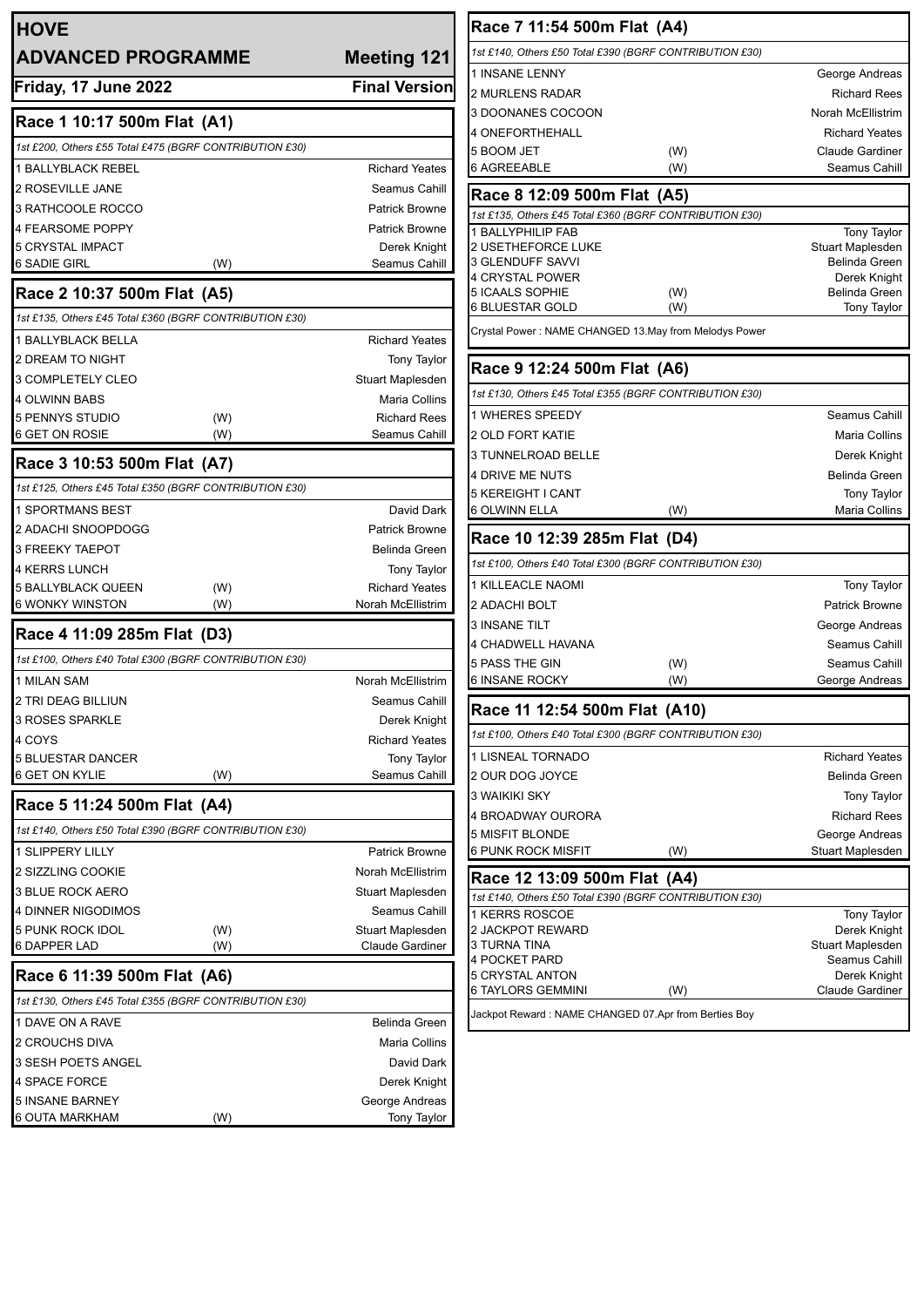# HOVE

## ADVANCED PROGRAMME — Meeting 121

**Friday, 17 June 2022** — **Final Version**

### Race 1 10:17 500m Flat (A1)

*1st £200, Others £55 Total £475 (BGRF CONTRIBUTION £30)*

| Trap / Greyhound | | Trainer |
|---|---|---|
| 1 BALLYBLACK REBEL | | Richard Yeates |
| 2 ROSEVILLE JANE | | Seamus Cahill |
| 3 RATHCOOLE ROCCO | | Patrick Browne |
| 4 FEARSOME POPPY | | Patrick Browne |
| 5 CRYSTAL IMPACT | | Derek Knight |
| 6 SADIE GIRL | (W) | Seamus Cahill |

### Race 2 10:37 500m Flat (A5)

*1st £135, Others £45 Total £360 (BGRF CONTRIBUTION £30)*

| Trap / Greyhound | | Trainer |
|---|---|---|
| 1 BALLYBLACK BELLA | | Richard Yeates |
| 2 DREAM TO NIGHT | | Tony Taylor |
| 3 COMPLETELY CLEO | | Stuart Maplesden |
| 4 OLWINN BABS | | Maria Collins |
| 5 PENNYS STUDIO | (W) | Richard Rees |
| 6 GET ON ROSIE | (W) | Seamus Cahill |

### Race 3 10:53 500m Flat (A7)

*1st £125, Others £45 Total £350 (BGRF CONTRIBUTION £30)*

| Trap / Greyhound | | Trainer |
|---|---|---|
| 1 SPORTMANS BEST | | David Dark |
| 2 ADACHI SNOOPDOGG | | Patrick Browne |
| 3 FREEKY TAEPOT | | Belinda Green |
| 4 KERRS LUNCH | | Tony Taylor |
| 5 BALLYBLACK QUEEN | (W) | Richard Yeates |
| 6 WONKY WINSTON | (W) | Norah McEllistrim |

### Race 4 11:09 285m Flat (D3)

*1st £100, Others £40 Total £300 (BGRF CONTRIBUTION £30)*

| Trap / Greyhound | | Trainer |
|---|---|---|
| 1 MILAN SAM | | Norah McEllistrim |
| 2 TRI DEAG BILLIUN | | Seamus Cahill |
| 3 ROSES SPARKLE | | Derek Knight |
| 4 COYS | | Richard Yeates |
| 5 BLUESTAR DANCER | | Tony Taylor |
| 6 GET ON KYLIE | (W) | Seamus Cahill |

### Race 5 11:24 500m Flat (A4)

*1st £140, Others £50 Total £390 (BGRF CONTRIBUTION £30)*

| Trap / Greyhound | | Trainer |
|---|---|---|
| 1 SLIPPERY LILLY | | Patrick Browne |
| 2 SIZZLING COOKIE | | Norah McEllistrim |
| 3 BLUE ROCK AERO | | Stuart Maplesden |
| 4 DINNER NIGODIMOS | | Seamus Cahill |
| 5 PUNK ROCK IDOL | (W) | Stuart Maplesden |
| 6 DAPPER LAD | (W) | Claude Gardiner |

### Race 6 11:39 500m Flat (A6)

*1st £130, Others £45 Total £355 (BGRF CONTRIBUTION £30)*

| Trap / Greyhound | | Trainer |
|---|---|---|
| 1 DAVE ON A RAVE | | Belinda Green |
| 2 CROUCHS DIVA | | Maria Collins |
| 3 SESH POETS ANGEL | | David Dark |
| 4 SPACE FORCE | | Derek Knight |
| 5 INSANE BARNEY | | George Andreas |
| 6 OUTA MARKHAM | (W) | Tony Taylor |

### Race 7 11:54 500m Flat (A4)

*1st £140, Others £50 Total £390 (BGRF CONTRIBUTION £30)*

| Trap / Greyhound | | Trainer |
|---|---|---|
| 1 INSANE LENNY | | George Andreas |
| 2 MURLENS RADAR | | Richard Rees |
| 3 DOONANES COCOON | | Norah McEllistrim |
| 4 ONEFORTHEHALL | | Richard Yeates |
| 5 BOOM JET | (W) | Claude Gardiner |
| 6 AGREEABLE | (W) | Seamus Cahill |

### Race 8 12:09 500m Flat (A5)

*1st £135, Others £45 Total £360 (BGRF CONTRIBUTION £30)*

| Trap / Greyhound | | Trainer |
|---|---|---|
| 1 BALLYPHILIP FAB | | Tony Taylor |
| 2 USETHEFORCE LUKE | | Stuart Maplesden |
| 3 GLENDUFF SAVVI | | Belinda Green |
| 4 CRYSTAL POWER | | Derek Knight |
| 5 ICAALS SOPHIE | (W) | Belinda Green |
| 6 BLUESTAR GOLD | (W) | Tony Taylor |

Crystal Power : NAME CHANGED 13.May from Melodys Power

### Race 9 12:24 500m Flat (A6)

*1st £130, Others £45 Total £355 (BGRF CONTRIBUTION £30)*

| Trap / Greyhound | | Trainer |
|---|---|---|
| 1 WHERES SPEEDY | | Seamus Cahill |
| 2 OLD FORT KATIE | | Maria Collins |
| 3 TUNNELROAD BELLE | | Derek Knight |
| 4 DRIVE ME NUTS | | Belinda Green |
| 5 KEREIGHT I CANT | | Tony Taylor |
| 6 OLWINN ELLA | (W) | Maria Collins |

### Race 10 12:39 285m Flat (D4)

*1st £100, Others £40 Total £300 (BGRF CONTRIBUTION £30)*

| Trap / Greyhound | | Trainer |
|---|---|---|
| 1 KILLEACLE NAOMI | | Tony Taylor |
| 2 ADACHI BOLT | | Patrick Browne |
| 3 INSANE TILT | | George Andreas |
| 4 CHADWELL HAVANA | | Seamus Cahill |
| 5 PASS THE GIN | (W) | Seamus Cahill |
| 6 INSANE ROCKY | (W) | George Andreas |

### Race 11 12:54 500m Flat (A10)

*1st £100, Others £40 Total £300 (BGRF CONTRIBUTION £30)*

| Trap / Greyhound | | Trainer |
|---|---|---|
| 1 LISNEAL TORNADO | | Richard Yeates |
| 2 OUR DOG JOYCE | | Belinda Green |
| 3 WAIKIKI SKY | | Tony Taylor |
| 4 BROADWAY OURORA | | Richard Rees |
| 5 MISFIT BLONDE | | George Andreas |
| 6 PUNK ROCK MISFIT | (W) | Stuart Maplesden |

### Race 12 13:09 500m Flat (A4)

*1st £140, Others £50 Total £390 (BGRF CONTRIBUTION £30)*

| Trap / Greyhound | | Trainer |
|---|---|---|
| 1 KERRS ROSCOE | | Tony Taylor |
| 2 JACKPOT REWARD | | Derek Knight |
| 3 TURNA TINA | | Stuart Maplesden |
| 4 POCKET PARD | | Seamus Cahill |
| 5 CRYSTAL ANTON | | Derek Knight |
| 6 TAYLORS GEMMINI | (W) | Claude Gardiner |

Jackpot Reward : NAME CHANGED 07.Apr from Berties Boy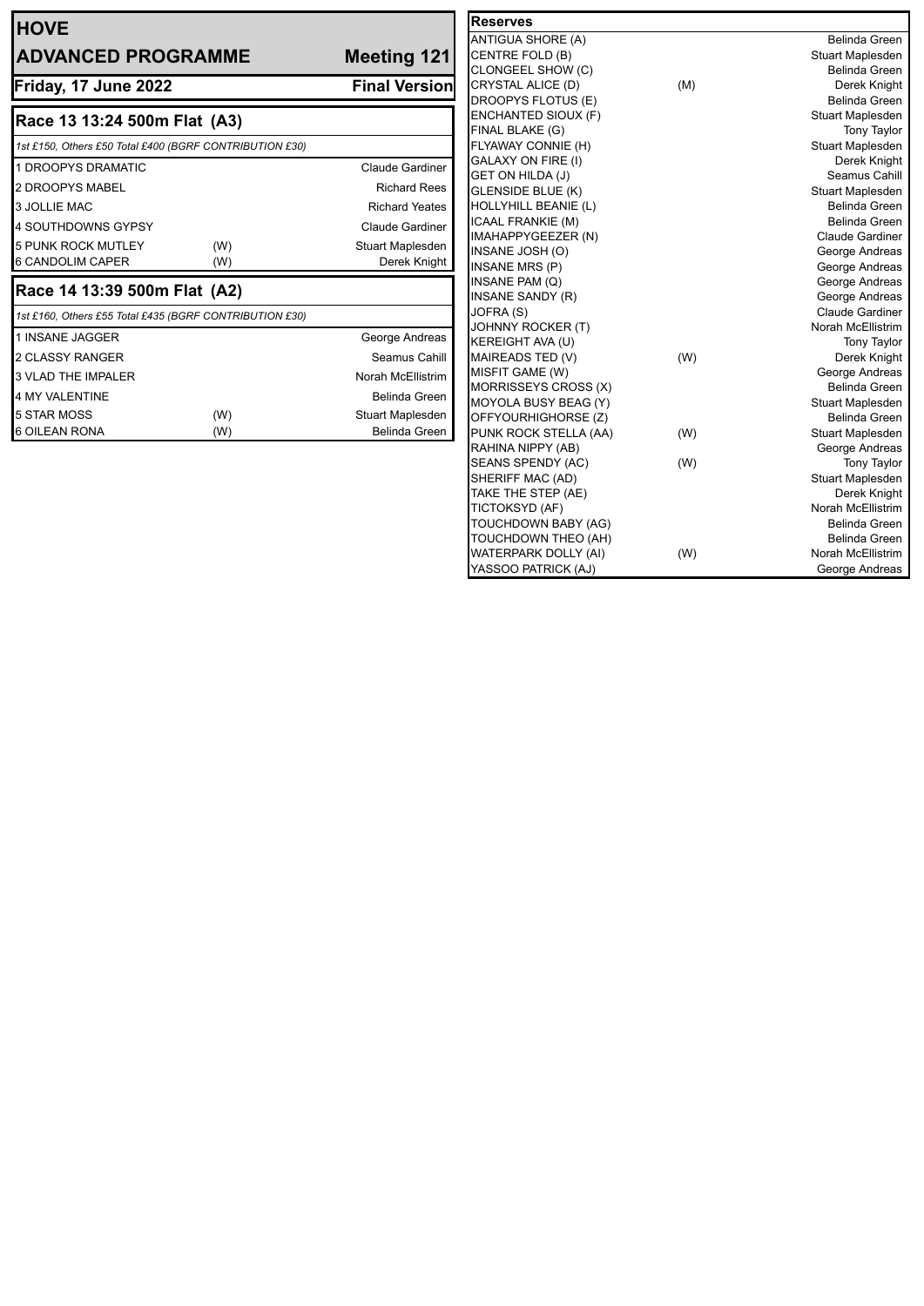# HOVE

## ADVANCED PROGRAMME — Meeting 121

**Friday, 17 June 2022** — **Final Version**

### Race 13 13:24 500m Flat (A3)

*1st £150, Others £50 Total £400 (BGRF CONTRIBUTION £30)*

| | | |
|---|---|---|
| 1 DROOPYS DRAMATIC | | Claude Gardiner |
| 2 DROOPYS MABEL | | Richard Rees |
| 3 JOLLIE MAC | | Richard Yeates |
| 4 SOUTHDOWNS GYPSY | | Claude Gardiner |
| 5 PUNK ROCK MUTLEY | (W) | Stuart Maplesden |
| 6 CANDOLIM CAPER | (W) | Derek Knight |

### Race 14 13:39 500m Flat (A2)

*1st £160, Others £55 Total £435 (BGRF CONTRIBUTION £30)*

| | | |
|---|---|---|
| 1 INSANE JAGGER | | George Andreas |
| 2 CLASSY RANGER | | Seamus Cahill |
| 3 VLAD THE IMPALER | | Norah McEllistrim |
| 4 MY VALENTINE | | Belinda Green |
| 5 STAR MOSS | (W) | Stuart Maplesden |
| 6 OILEAN RONA | (W) | Belinda Green |

### Reserves

| | | |
|---|---|---|
| ANTIGUA SHORE (A) | | Belinda Green |
| CENTRE FOLD (B) | | Stuart Maplesden |
| CLONGEEL SHOW (C) | | Belinda Green |
| CRYSTAL ALICE (D) | (M) | Derek Knight |
| DROOPYS FLOTUS (E) | | Belinda Green |
| ENCHANTED SIOUX (F) | | Stuart Maplesden |
| FINAL BLAKE (G) | | Tony Taylor |
| FLYAWAY CONNIE (H) | | Stuart Maplesden |
| GALAXY ON FIRE (I) | | Derek Knight |
| GET ON HILDA (J) | | Seamus Cahill |
| GLENSIDE BLUE (K) | | Stuart Maplesden |
| HOLLYHILL BEANIE (L) | | Belinda Green |
| ICAAL FRANKIE (M) | | Belinda Green |
| IMAHAPPYGEEZER (N) | | Claude Gardiner |
| INSANE JOSH (O) | | George Andreas |
| INSANE MRS (P) | | George Andreas |
| INSANE PAM (Q) | | George Andreas |
| INSANE SANDY (R) | | George Andreas |
| JOFRA (S) | | Claude Gardiner |
| JOHNNY ROCKER (T) | | Norah McEllistrim |
| KEREIGHT AVA (U) | | Tony Taylor |
| MAIREADS TED (V) | (W) | Derek Knight |
| MISFIT GAME (W) | | George Andreas |
| MORRISSEYS CROSS (X) | | Belinda Green |
| MOYOLA BUSY BEAG (Y) | | Stuart Maplesden |
| OFFYOURHIGHORSE (Z) | | Belinda Green |
| PUNK ROCK STELLA (AA) | (W) | Stuart Maplesden |
| RAHINA NIPPY (AB) | | George Andreas |
| SEANS SPENDY (AC) | (W) | Tony Taylor |
| SHERIFF MAC (AD) | | Stuart Maplesden |
| TAKE THE STEP (AE) | | Derek Knight |
| TICTOKSYD (AF) | | Norah McEllistrim |
| TOUCHDOWN BABY (AG) | | Belinda Green |
| TOUCHDOWN THEO (AH) | | Belinda Green |
| WATERPARK DOLLY (AI) | (W) | Norah McEllistrim |
| YASSOO PATRICK (AJ) | | George Andreas |